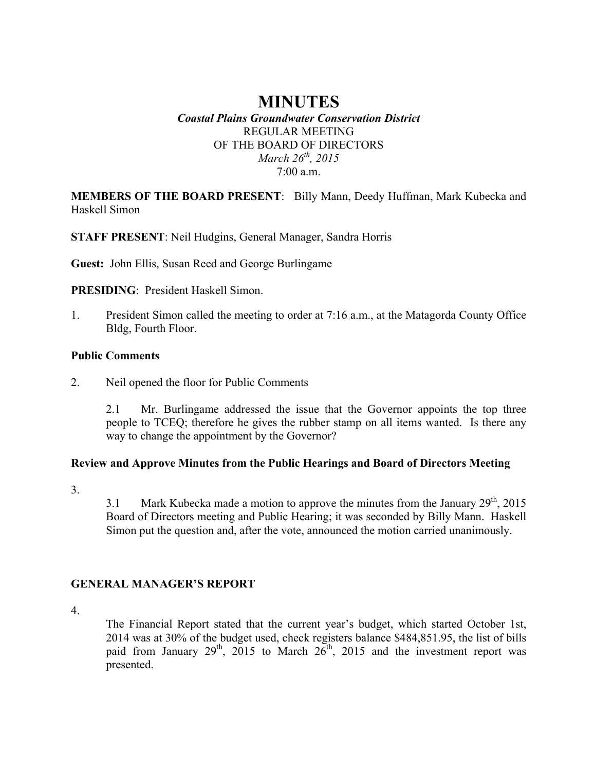# MINUTES

***Coastal Plains Groundwater Conservation District***

REGULAR MEETING

OF THE BOARD OF DIRECTORS

*March 26th, 2015*

7:00 a.m.

**MEMBERS OF THE BOARD PRESENT**: Billy Mann, Deedy Huffman, Mark Kubecka and Haskell Simon

**STAFF PRESENT**: Neil Hudgins, General Manager, Sandra Horris

**Guest:** John Ellis, Susan Reed and George Burlingame

**PRESIDING**: President Haskell Simon.

1. President Simon called the meeting to order at 7:16 a.m., at the Matagorda County Office Bldg, Fourth Floor.

### Public Comments

2. Neil opened the floor for Public Comments

   2.1 Mr. Burlingame addressed the issue that the Governor appoints the top three people to TCEQ; therefore he gives the rubber stamp on all items wanted. Is there any way to change the appointment by the Governor?

### Review and Approve Minutes from the Public Hearings and Board of Directors Meeting

3.

   3.1 Mark Kubecka made a motion to approve the minutes from the January 29th, 2015 Board of Directors meeting and Public Hearing; it was seconded by Billy Mann. Haskell Simon put the question and, after the vote, announced the motion carried unanimously.

### GENERAL MANAGER'S REPORT

4.

   The Financial Report stated that the current year's budget, which started October 1st, 2014 was at 30% of the budget used, check registers balance $484,851.95, the list of bills paid from January 29th, 2015 to March 26th, 2015 and the investment report was presented.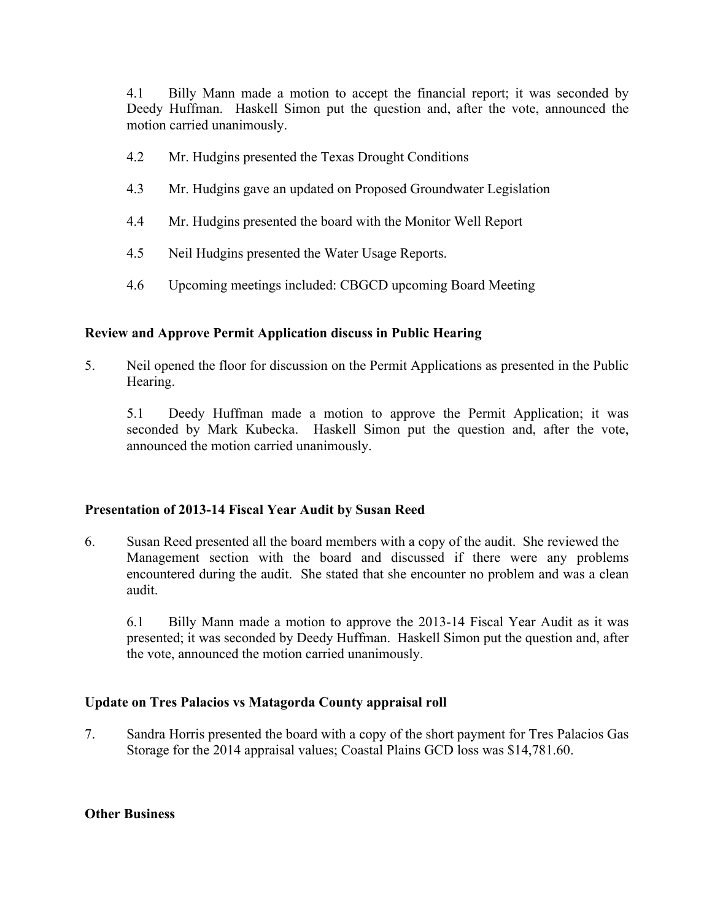4.1 Billy Mann made a motion to accept the financial report; it was seconded by Deedy Huffman. Haskell Simon put the question and, after the vote, announced the motion carried unanimously.

4.2 Mr. Hudgins presented the Texas Drought Conditions

4.3 Mr. Hudgins gave an updated on Proposed Groundwater Legislation

4.4 Mr. Hudgins presented the board with the Monitor Well Report

4.5 Neil Hudgins presented the Water Usage Reports.

4.6 Upcoming meetings included: CBGCD upcoming Board Meeting

**Review and Approve Permit Application discuss in Public Hearing**

5. Neil opened the floor for discussion on the Permit Applications as presented in the Public Hearing.

   5.1 Deedy Huffman made a motion to approve the Permit Application; it was seconded by Mark Kubecka. Haskell Simon put the question and, after the vote, announced the motion carried unanimously.

**Presentation of 2013-14 Fiscal Year Audit by Susan Reed**

6. Susan Reed presented all the board members with a copy of the audit. She reviewed the Management section with the board and discussed if there were any problems encountered during the audit. She stated that she encounter no problem and was a clean audit.

   6.1 Billy Mann made a motion to approve the 2013-14 Fiscal Year Audit as it was presented; it was seconded by Deedy Huffman. Haskell Simon put the question and, after the vote, announced the motion carried unanimously.

**Update on Tres Palacios vs Matagorda County appraisal roll**

7. Sandra Horris presented the board with a copy of the short payment for Tres Palacios Gas Storage for the 2014 appraisal values; Coastal Plains GCD loss was $14,781.60.

**Other Business**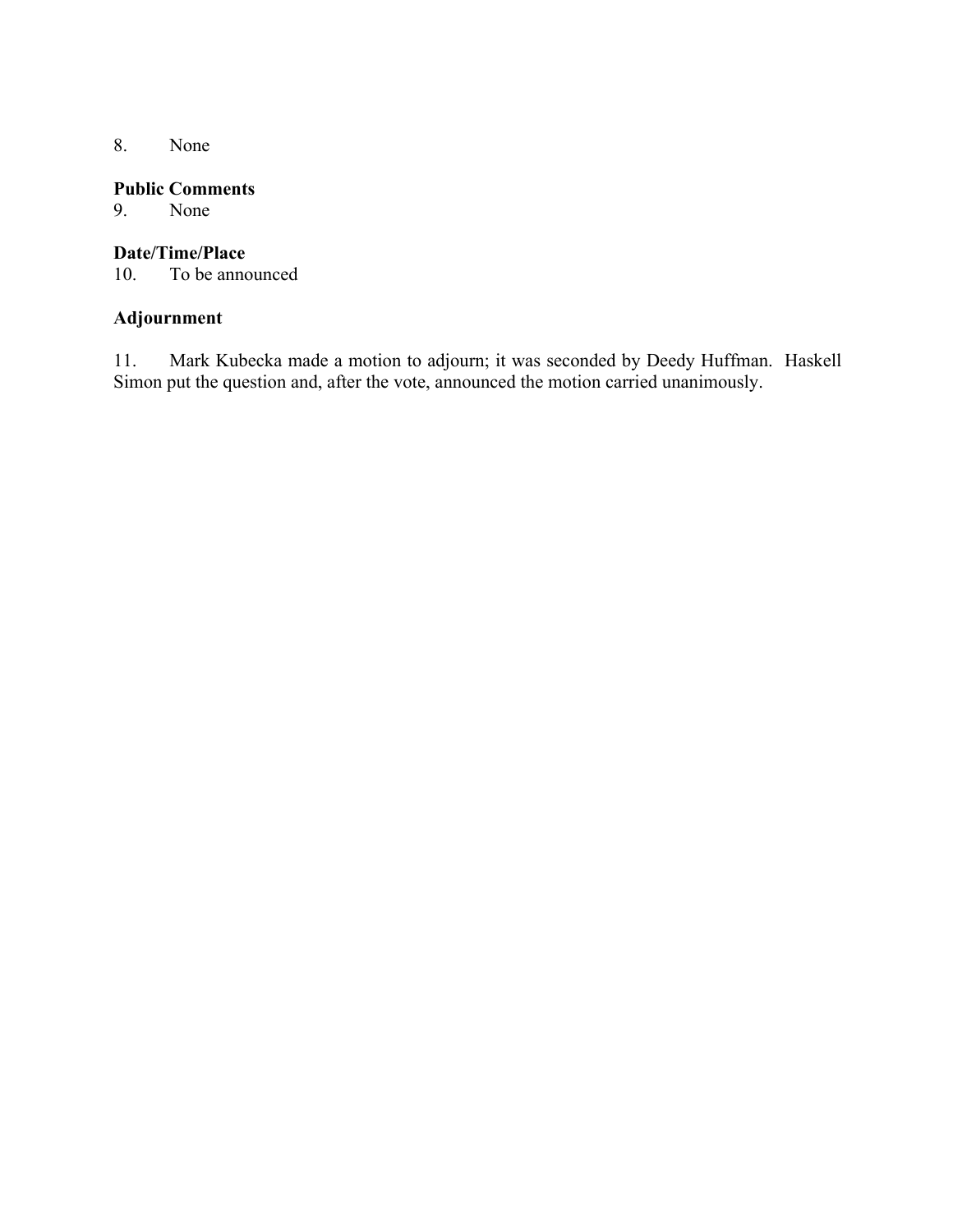8. None

**Public Comments**

9. None

**Date/Time/Place**

10. To be announced

**Adjournment**

11. Mark Kubecka made a motion to adjourn; it was seconded by Deedy Huffman. Haskell Simon put the question and, after the vote, announced the motion carried unanimously.